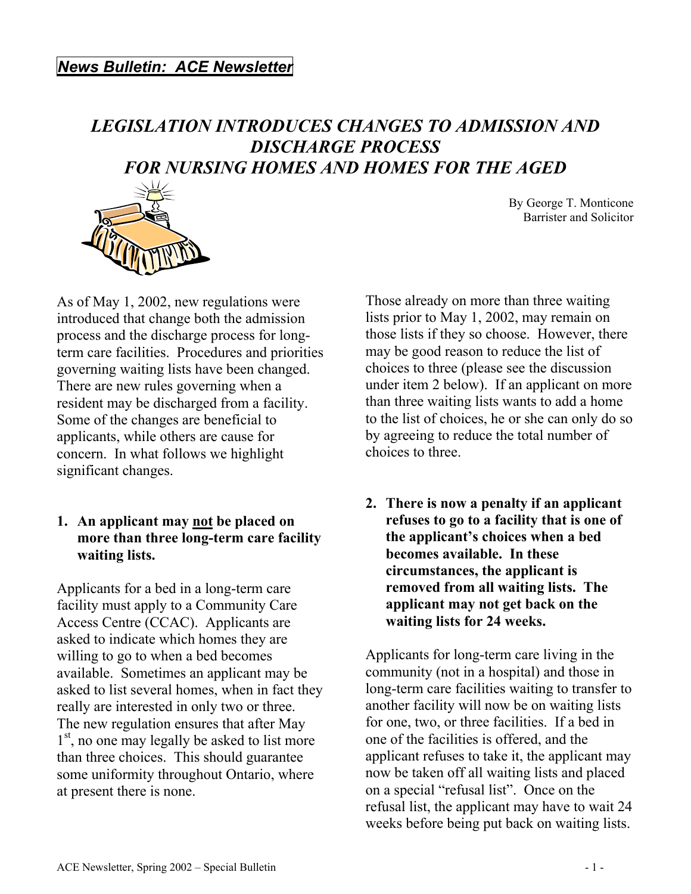***News Bulletin: ACE Newsletter***

# *LEGISLATION INTRODUCES CHANGES TO ADMISSION AND DISCHARGE PROCESS FOR NURSING HOMES AND HOMES FOR THE AGED*

By George T. Monticone
Barrister and Solicitor

As of May 1, 2002, new regulations were introduced that change both the admission process and the discharge process for long-term care facilities. Procedures and priorities governing waiting lists have been changed. There are new rules governing when a resident may be discharged from a facility. Some of the changes are beneficial to applicants, while others are cause for concern. In what follows we highlight significant changes.

**1. An applicant may not be placed on more than three long-term care facility waiting lists.**

Applicants for a bed in a long-term care facility must apply to a Community Care Access Centre (CCAC). Applicants are asked to indicate which homes they are willing to go to when a bed becomes available. Sometimes an applicant may be asked to list several homes, when in fact they really are interested in only two or three. The new regulation ensures that after May 1st, no one may legally be asked to list more than three choices. This should guarantee some uniformity throughout Ontario, where at present there is none.

Those already on more than three waiting lists prior to May 1, 2002, may remain on those lists if they so choose. However, there may be good reason to reduce the list of choices to three (please see the discussion under item 2 below). If an applicant on more than three waiting lists wants to add a home to the list of choices, he or she can only do so by agreeing to reduce the total number of choices to three.

**2. There is now a penalty if an applicant refuses to go to a facility that is one of the applicant's choices when a bed becomes available. In these circumstances, the applicant is removed from all waiting lists. The applicant may not get back on the waiting lists for 24 weeks.**

Applicants for long-term care living in the community (not in a hospital) and those in long-term care facilities waiting to transfer to another facility will now be on waiting lists for one, two, or three facilities. If a bed in one of the facilities is offered, and the applicant refuses to take it, the applicant may now be taken off all waiting lists and placed on a special "refusal list". Once on the refusal list, the applicant may have to wait 24 weeks before being put back on waiting lists.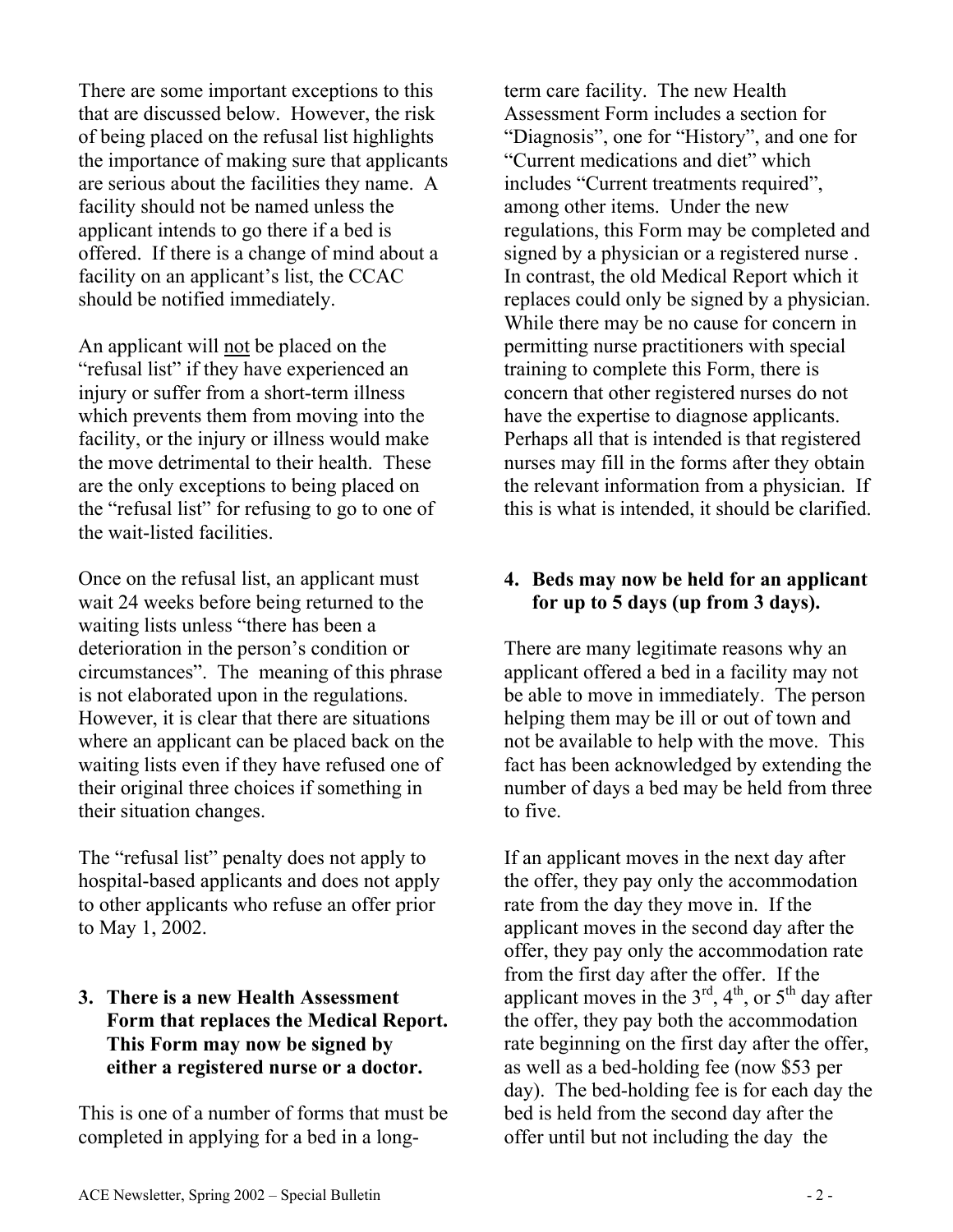There are some important exceptions to this that are discussed below. However, the risk of being placed on the refusal list highlights the importance of making sure that applicants are serious about the facilities they name. A facility should not be named unless the applicant intends to go there if a bed is offered. If there is a change of mind about a facility on an applicant's list, the CCAC should be notified immediately.

An applicant will not be placed on the "refusal list" if they have experienced an injury or suffer from a short-term illness which prevents them from moving into the facility, or the injury or illness would make the move detrimental to their health. These are the only exceptions to being placed on the "refusal list" for refusing to go to one of the wait-listed facilities.

Once on the refusal list, an applicant must wait 24 weeks before being returned to the waiting lists unless "there has been a deterioration in the person's condition or circumstances". The meaning of this phrase is not elaborated upon in the regulations. However, it is clear that there are situations where an applicant can be placed back on the waiting lists even if they have refused one of their original three choices if something in their situation changes.

The "refusal list" penalty does not apply to hospital-based applicants and does not apply to other applicants who refuse an offer prior to May 1, 2002.

**3. There is a new Health Assessment Form that replaces the Medical Report. This Form may now be signed by either a registered nurse or a doctor.**

This is one of a number of forms that must be completed in applying for a bed in a long-term care facility. The new Health Assessment Form includes a section for "Diagnosis", one for "History", and one for "Current medications and diet" which includes "Current treatments required", among other items. Under the new regulations, this Form may be completed and signed by a physician or a registered nurse . In contrast, the old Medical Report which it replaces could only be signed by a physician. While there may be no cause for concern in permitting nurse practitioners with special training to complete this Form, there is concern that other registered nurses do not have the expertise to diagnose applicants. Perhaps all that is intended is that registered nurses may fill in the forms after they obtain the relevant information from a physician. If this is what is intended, it should be clarified.

**4. Beds may now be held for an applicant for up to 5 days (up from 3 days).**

There are many legitimate reasons why an applicant offered a bed in a facility may not be able to move in immediately. The person helping them may be ill or out of town and not be available to help with the move. This fact has been acknowledged by extending the number of days a bed may be held from three to five.

If an applicant moves in the next day after the offer, they pay only the accommodation rate from the day they move in. If the applicant moves in the second day after the offer, they pay only the accommodation rate from the first day after the offer. If the applicant moves in the 3rd, 4th, or 5th day after the offer, they pay both the accommodation rate beginning on the first day after the offer, as well as a bed-holding fee (now $53 per day). The bed-holding fee is for each day the bed is held from the second day after the offer until but not including the day the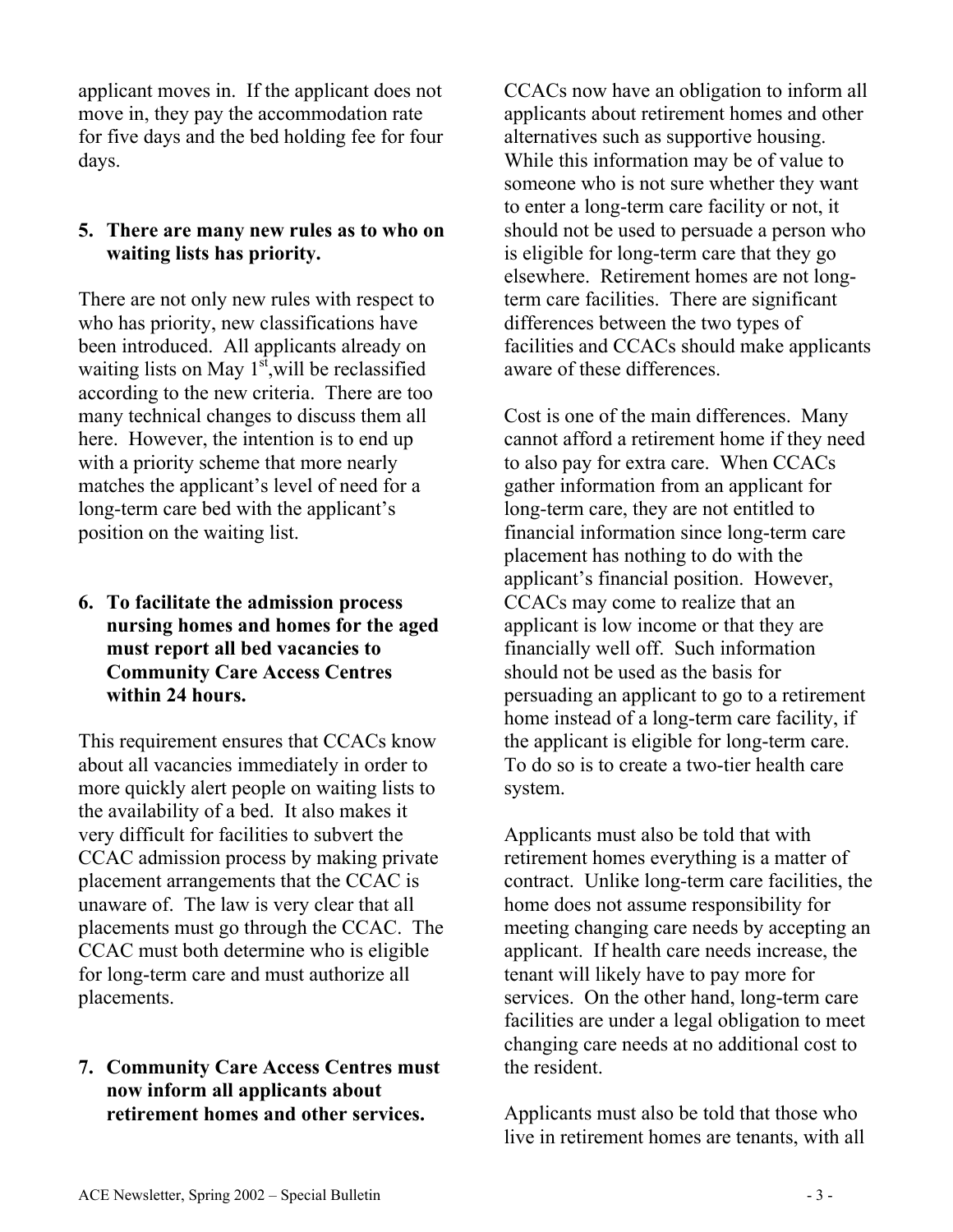applicant moves in. If the applicant does not move in, they pay the accommodation rate for five days and the bed holding fee for four days.

**5. There are many new rules as to who on waiting lists has priority.**

There are not only new rules with respect to who has priority, new classifications have been introduced. All applicants already on waiting lists on May 1st,will be reclassified according to the new criteria. There are too many technical changes to discuss them all here. However, the intention is to end up with a priority scheme that more nearly matches the applicant's level of need for a long-term care bed with the applicant's position on the waiting list.

**6. To facilitate the admission process nursing homes and homes for the aged must report all bed vacancies to Community Care Access Centres within 24 hours.**

This requirement ensures that CCACs know about all vacancies immediately in order to more quickly alert people on waiting lists to the availability of a bed. It also makes it very difficult for facilities to subvert the CCAC admission process by making private placement arrangements that the CCAC is unaware of. The law is very clear that all placements must go through the CCAC. The CCAC must both determine who is eligible for long-term care and must authorize all placements.

**7. Community Care Access Centres must now inform all applicants about retirement homes and other services.**

CCACs now have an obligation to inform all applicants about retirement homes and other alternatives such as supportive housing. While this information may be of value to someone who is not sure whether they want to enter a long-term care facility or not, it should not be used to persuade a person who is eligible for long-term care that they go elsewhere. Retirement homes are not long-term care facilities. There are significant differences between the two types of facilities and CCACs should make applicants aware of these differences.

Cost is one of the main differences. Many cannot afford a retirement home if they need to also pay for extra care. When CCACs gather information from an applicant for long-term care, they are not entitled to financial information since long-term care placement has nothing to do with the applicant's financial position. However, CCACs may come to realize that an applicant is low income or that they are financially well off. Such information should not be used as the basis for persuading an applicant to go to a retirement home instead of a long-term care facility, if the applicant is eligible for long-term care. To do so is to create a two-tier health care system.

Applicants must also be told that with retirement homes everything is a matter of contract. Unlike long-term care facilities, the home does not assume responsibility for meeting changing care needs by accepting an applicant. If health care needs increase, the tenant will likely have to pay more for services. On the other hand, long-term care facilities are under a legal obligation to meet changing care needs at no additional cost to the resident.

Applicants must also be told that those who live in retirement homes are tenants, with all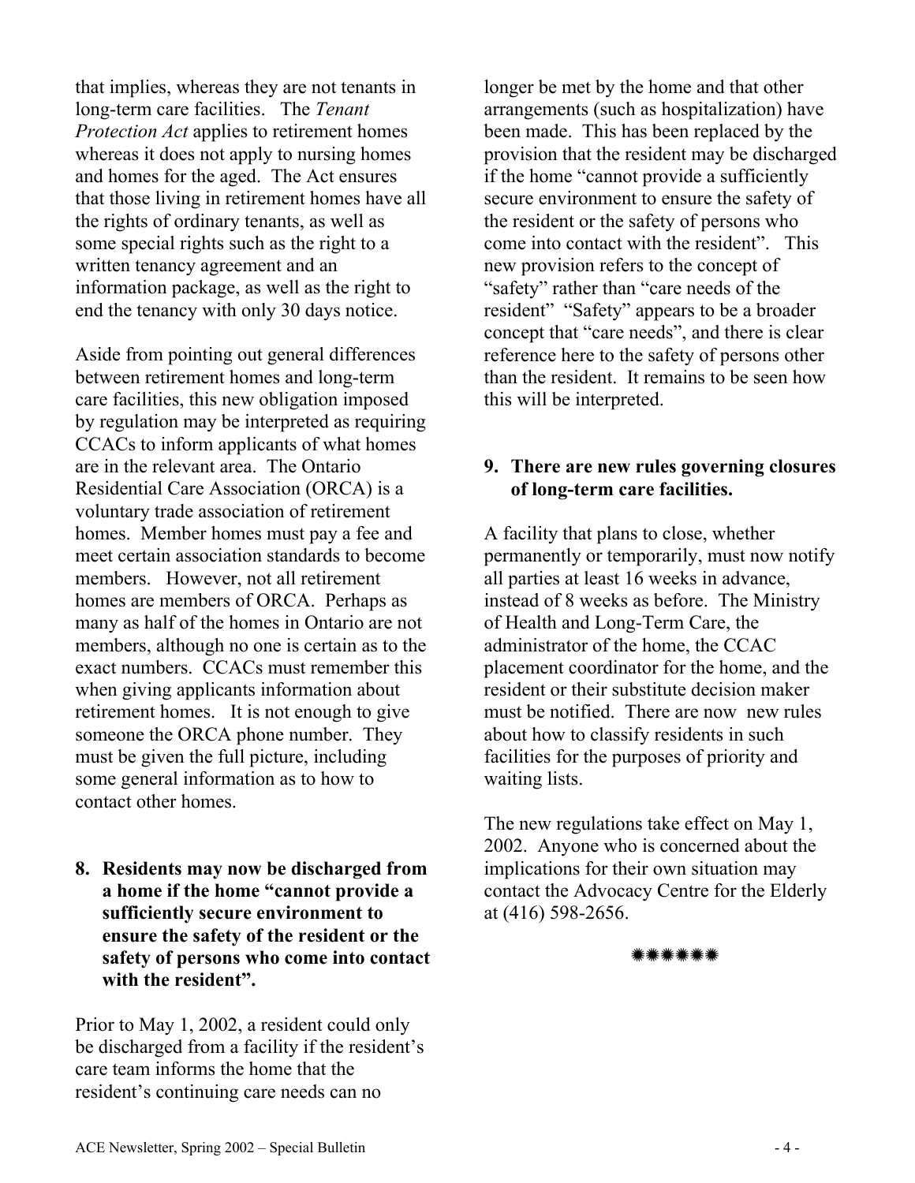that implies, whereas they are not tenants in long-term care facilities. The *Tenant Protection Act* applies to retirement homes whereas it does not apply to nursing homes and homes for the aged. The Act ensures that those living in retirement homes have all the rights of ordinary tenants, as well as some special rights such as the right to a written tenancy agreement and an information package, as well as the right to end the tenancy with only 30 days notice.

Aside from pointing out general differences between retirement homes and long-term care facilities, this new obligation imposed by regulation may be interpreted as requiring CCACs to inform applicants of what homes are in the relevant area. The Ontario Residential Care Association (ORCA) is a voluntary trade association of retirement homes. Member homes must pay a fee and meet certain association standards to become members. However, not all retirement homes are members of ORCA. Perhaps as many as half of the homes in Ontario are not members, although no one is certain as to the exact numbers. CCACs must remember this when giving applicants information about retirement homes. It is not enough to give someone the ORCA phone number. They must be given the full picture, including some general information as to how to contact other homes.

**8. Residents may now be discharged from a home if the home "cannot provide a sufficiently secure environment to ensure the safety of the resident or the safety of persons who come into contact with the resident".**

Prior to May 1, 2002, a resident could only be discharged from a facility if the resident's care team informs the home that the resident's continuing care needs can no longer be met by the home and that other arrangements (such as hospitalization) have been made. This has been replaced by the provision that the resident may be discharged if the home "cannot provide a sufficiently secure environment to ensure the safety of the resident or the safety of persons who come into contact with the resident". This new provision refers to the concept of "safety" rather than "care needs of the resident" "Safety" appears to be a broader concept that "care needs", and there is clear reference here to the safety of persons other than the resident. It remains to be seen how this will be interpreted.

**9. There are new rules governing closures of long-term care facilities.**

A facility that plans to close, whether permanently or temporarily, must now notify all parties at least 16 weeks in advance, instead of 8 weeks as before. The Ministry of Health and Long-Term Care, the administrator of the home, the CCAC placement coordinator for the home, and the resident or their substitute decision maker must be notified. There are now new rules about how to classify residents in such facilities for the purposes of priority and waiting lists.

The new regulations take effect on May 1, 2002. Anyone who is concerned about the implications for their own situation may contact the Advocacy Centre for the Elderly at (416) 598-2656.

✺✺✺✺✺✺